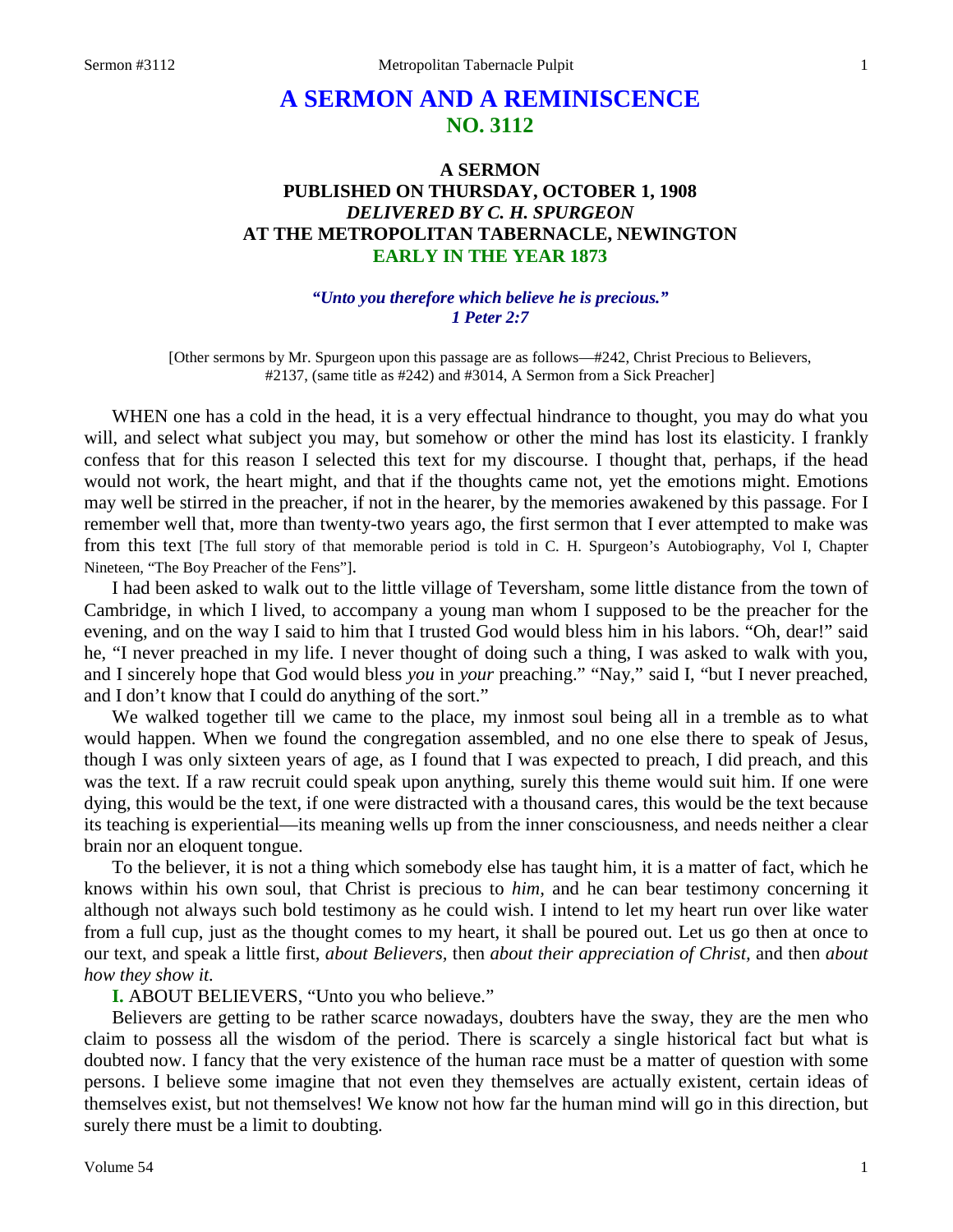# A SERMON AND A REMINISCENCE
## NO. 3112

### A SERMON
### PUBLISHED ON THURSDAY, OCTOBER 1, 1908
### *DELIVERED BY C. H. SPURGEON*
### AT THE METROPOLITAN TABERNACLE, NEWINGTON
### EARLY IN THE YEAR 1873

***"Unto you therefore which believe he is precious."***
***1 Peter 2:7***

[Other sermons by Mr. Spurgeon upon this passage are as follows—#242, Christ Precious to Believers, #2137, (same title as #242) and #3014, A Sermon from a Sick Preacher]

WHEN one has a cold in the head, it is a very effectual hindrance to thought, you may do what you will, and select what subject you may, but somehow or other the mind has lost its elasticity. I frankly confess that for this reason I selected this text for my discourse. I thought that, perhaps, if the head would not work, the heart might, and that if the thoughts came not, yet the emotions might. Emotions may well be stirred in the preacher, if not in the hearer, by the memories awakened by this passage. For I remember well that, more than twenty-two years ago, the first sermon that I ever attempted to make was from this text [The full story of that memorable period is told in C. H. Spurgeon's Autobiography, Vol I, Chapter Nineteen, "The Boy Preacher of the Fens"].

I had been asked to walk out to the little village of Teversham, some little distance from the town of Cambridge, in which I lived, to accompany a young man whom I supposed to be the preacher for the evening, and on the way I said to him that I trusted God would bless him in his labors. "Oh, dear!" said he, "I never preached in my life. I never thought of doing such a thing, I was asked to walk with you, and I sincerely hope that God would bless *you* in *your* preaching." "Nay," said I, "but I never preached, and I don't know that I could do anything of the sort."

We walked together till we came to the place, my inmost soul being all in a tremble as to what would happen. When we found the congregation assembled, and no one else there to speak of Jesus, though I was only sixteen years of age, as I found that I was expected to preach, I did preach, and this was the text. If a raw recruit could speak upon anything, surely this theme would suit him. If one were dying, this would be the text, if one were distracted with a thousand cares, this would be the text because its teaching is experiential—its meaning wells up from the inner consciousness, and needs neither a clear brain nor an eloquent tongue.

To the believer, it is not a thing which somebody else has taught him, it is a matter of fact, which he knows within his own soul, that Christ is precious to *him*, and he can bear testimony concerning it although not always such bold testimony as he could wish. I intend to let my heart run over like water from a full cup, just as the thought comes to my heart, it shall be poured out. Let us go then at once to our text, and speak a little first, *about Believers,* then *about their appreciation of Christ,* and then *about how they show it.*

**I.** ABOUT BELIEVERS, "Unto you who believe."

Believers are getting to be rather scarce nowadays, doubters have the sway, they are the men who claim to possess all the wisdom of the period. There is scarcely a single historical fact but what is doubted now. I fancy that the very existence of the human race must be a matter of question with some persons. I believe some imagine that not even they themselves are actually existent, certain ideas of themselves exist, but not themselves! We know not how far the human mind will go in this direction, but surely there must be a limit to doubting.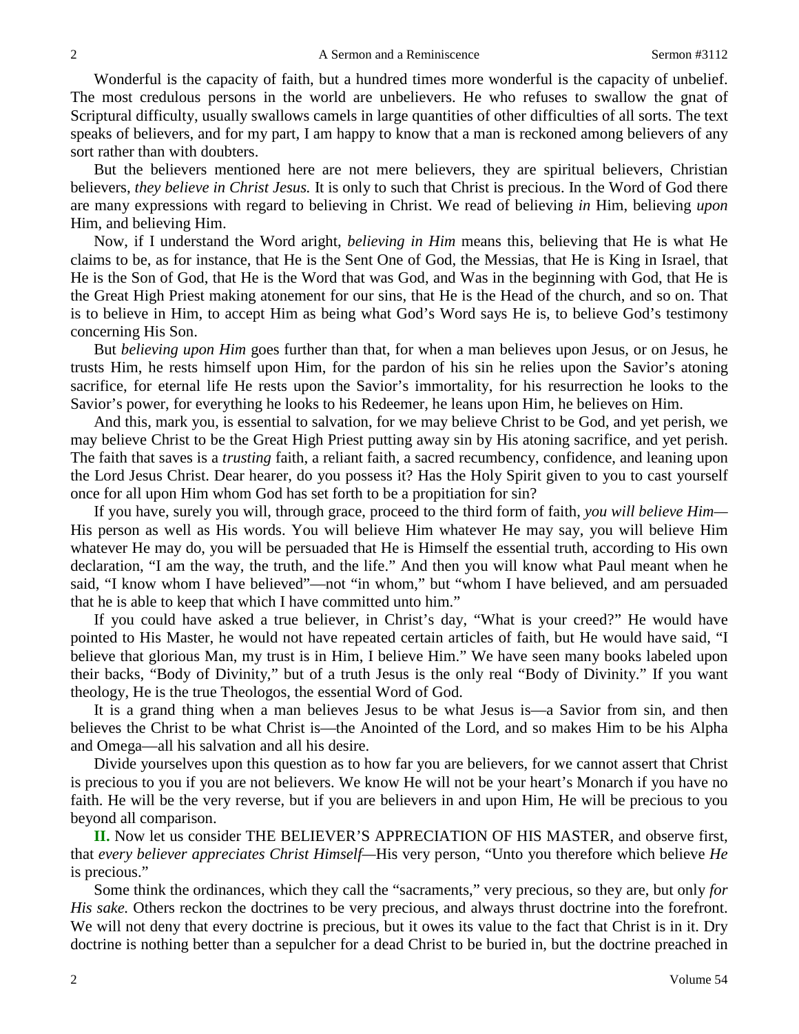Wonderful is the capacity of faith, but a hundred times more wonderful is the capacity of unbelief. The most credulous persons in the world are unbelievers. He who refuses to swallow the gnat of Scriptural difficulty, usually swallows camels in large quantities of other difficulties of all sorts. The text speaks of believers, and for my part, I am happy to know that a man is reckoned among believers of any sort rather than with doubters.

But the believers mentioned here are not mere believers, they are spiritual believers, Christian believers, *they believe in Christ Jesus.* It is only to such that Christ is precious. In the Word of God there are many expressions with regard to believing in Christ. We read of believing *in* Him, believing *upon* Him, and believing Him.

Now, if I understand the Word aright, *believing in Him* means this, believing that He is what He claims to be, as for instance, that He is the Sent One of God, the Messias, that He is King in Israel, that He is the Son of God, that He is the Word that was God, and Was in the beginning with God, that He is the Great High Priest making atonement for our sins, that He is the Head of the church, and so on. That is to believe in Him, to accept Him as being what God's Word says He is, to believe God's testimony concerning His Son.

But *believing upon Him* goes further than that, for when a man believes upon Jesus, or on Jesus, he trusts Him, he rests himself upon Him, for the pardon of his sin he relies upon the Savior's atoning sacrifice, for eternal life He rests upon the Savior's immortality, for his resurrection he looks to the Savior's power, for everything he looks to his Redeemer, he leans upon Him, he believes on Him.

And this, mark you, is essential to salvation, for we may believe Christ to be God, and yet perish, we may believe Christ to be the Great High Priest putting away sin by His atoning sacrifice, and yet perish. The faith that saves is a *trusting* faith, a reliant faith, a sacred recumbency, confidence, and leaning upon the Lord Jesus Christ. Dear hearer, do you possess it? Has the Holy Spirit given to you to cast yourself once for all upon Him whom God has set forth to be a propitiation for sin?

If you have, surely you will, through grace, proceed to the third form of faith, *you will believe Him*—His person as well as His words. You will believe Him whatever He may say, you will believe Him whatever He may do, you will be persuaded that He is Himself the essential truth, according to His own declaration, "I am the way, the truth, and the life." And then you will know what Paul meant when he said, "I know whom I have believed"—not "in whom," but "whom I have believed, and am persuaded that he is able to keep that which I have committed unto him."

If you could have asked a true believer, in Christ's day, "What is your creed?" He would have pointed to His Master, he would not have repeated certain articles of faith, but He would have said, "I believe that glorious Man, my trust is in Him, I believe Him." We have seen many books labeled upon their backs, "Body of Divinity," but of a truth Jesus is the only real "Body of Divinity." If you want theology, He is the true Theologos, the essential Word of God.

It is a grand thing when a man believes Jesus to be what Jesus is—a Savior from sin, and then believes the Christ to be what Christ is—the Anointed of the Lord, and so makes Him to be his Alpha and Omega—all his salvation and all his desire.

Divide yourselves upon this question as to how far you are believers, for we cannot assert that Christ is precious to you if you are not believers. We know He will not be your heart's Monarch if you have no faith. He will be the very reverse, but if you are believers in and upon Him, He will be precious to you beyond all comparison.

**II.** Now let us consider THE BELIEVER'S APPRECIATION OF HIS MASTER, and observe first, that *every believer appreciates Christ Himself*—His very person, "Unto you therefore which believe *He* is precious."

Some think the ordinances, which they call the "sacraments," very precious, so they are, but only *for His sake.* Others reckon the doctrines to be very precious, and always thrust doctrine into the forefront. We will not deny that every doctrine is precious, but it owes its value to the fact that Christ is in it. Dry doctrine is nothing better than a sepulcher for a dead Christ to be buried in, but the doctrine preached in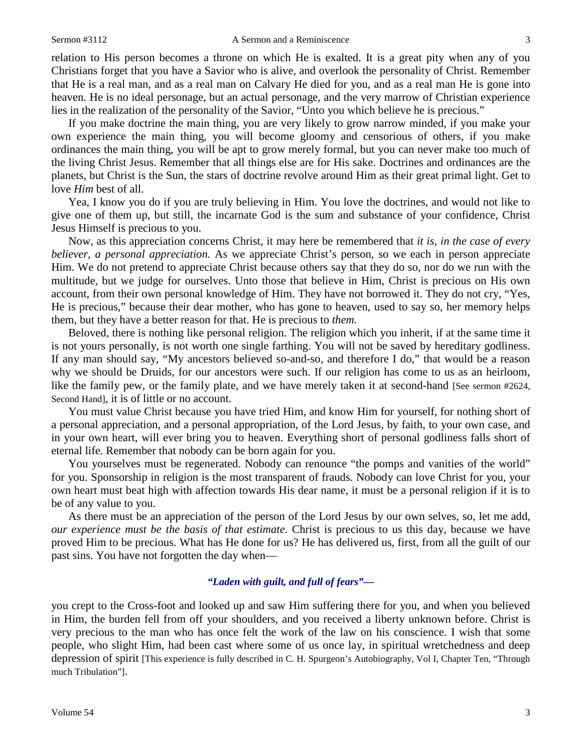relation to His person becomes a throne on which He is exalted. It is a great pity when any of you Christians forget that you have a Savior who is alive, and overlook the personality of Christ. Remember that He is a real man, and as a real man on Calvary He died for you, and as a real man He is gone into heaven. He is no ideal personage, but an actual personage, and the very marrow of Christian experience lies in the realization of the personality of the Savior, "Unto you which believe he is precious."

If you make doctrine the main thing, you are very likely to grow narrow minded, if you make your own experience the main thing, you will become gloomy and censorious of others, if you make ordinances the main thing, you will be apt to grow merely formal, but you can never make too much of the living Christ Jesus. Remember that all things else are for His sake. Doctrines and ordinances are the planets, but Christ is the Sun, the stars of doctrine revolve around Him as their great primal light. Get to love *Him* best of all.

Yea, I know you do if you are truly believing in Him. You love the doctrines, and would not like to give one of them up, but still, the incarnate God is the sum and substance of your confidence, Christ Jesus Himself is precious to you.

Now, as this appreciation concerns Christ, it may here be remembered that *it is, in the case of every believer, a personal appreciation.* As we appreciate Christ's person, so we each in person appreciate Him. We do not pretend to appreciate Christ because others say that they do so, nor do we run with the multitude, but we judge for ourselves. Unto those that believe in Him, Christ is precious on His own account, from their own personal knowledge of Him. They have not borrowed it. They do not cry, "Yes, He is precious," because their dear mother, who has gone to heaven, used to say so, her memory helps them, but they have a better reason for that. He is precious to *them.*

Beloved, there is nothing like personal religion. The religion which you inherit, if at the same time it is not yours personally, is not worth one single farthing. You will not be saved by hereditary godliness. If any man should say, "My ancestors believed so-and-so, and therefore I do," that would be a reason why we should be Druids, for our ancestors were such. If our religion has come to us as an heirloom, like the family pew, or the family plate, and we have merely taken it at second-hand [See sermon #2624, Second Hand], it is of little or no account.

You must value Christ because you have tried Him, and know Him for yourself, for nothing short of a personal appreciation, and a personal appropriation, of the Lord Jesus, by faith, to your own case, and in your own heart, will ever bring you to heaven. Everything short of personal godliness falls short of eternal life. Remember that nobody can be born again for you.

You yourselves must be regenerated. Nobody can renounce "the pomps and vanities of the world" for you. Sponsorship in religion is the most transparent of frauds. Nobody can love Christ for you, your own heart must beat high with affection towards His dear name, it must be a personal religion if it is to be of any value to you.

As there must be an appreciation of the person of the Lord Jesus by our own selves, so, let me add, *our experience must be the basis of that estimate*. Christ is precious to us this day, because we have proved Him to be precious. What has He done for us? He has delivered us, first, from all the guilt of our past sins. You have not forgotten the day when—

***"Laden with guilt, and full of fears"—***

you crept to the Cross-foot and looked up and saw Him suffering there for you, and when you believed in Him, the burden fell from off your shoulders, and you received a liberty unknown before. Christ is very precious to the man who has once felt the work of the law on his conscience. I wish that some people, who slight Him, had been cast where some of us once lay, in spiritual wretchedness and deep depression of spirit [This experience is fully described in C. H. Spurgeon's Autobiography, Vol I, Chapter Ten, "Through much Tribulation"].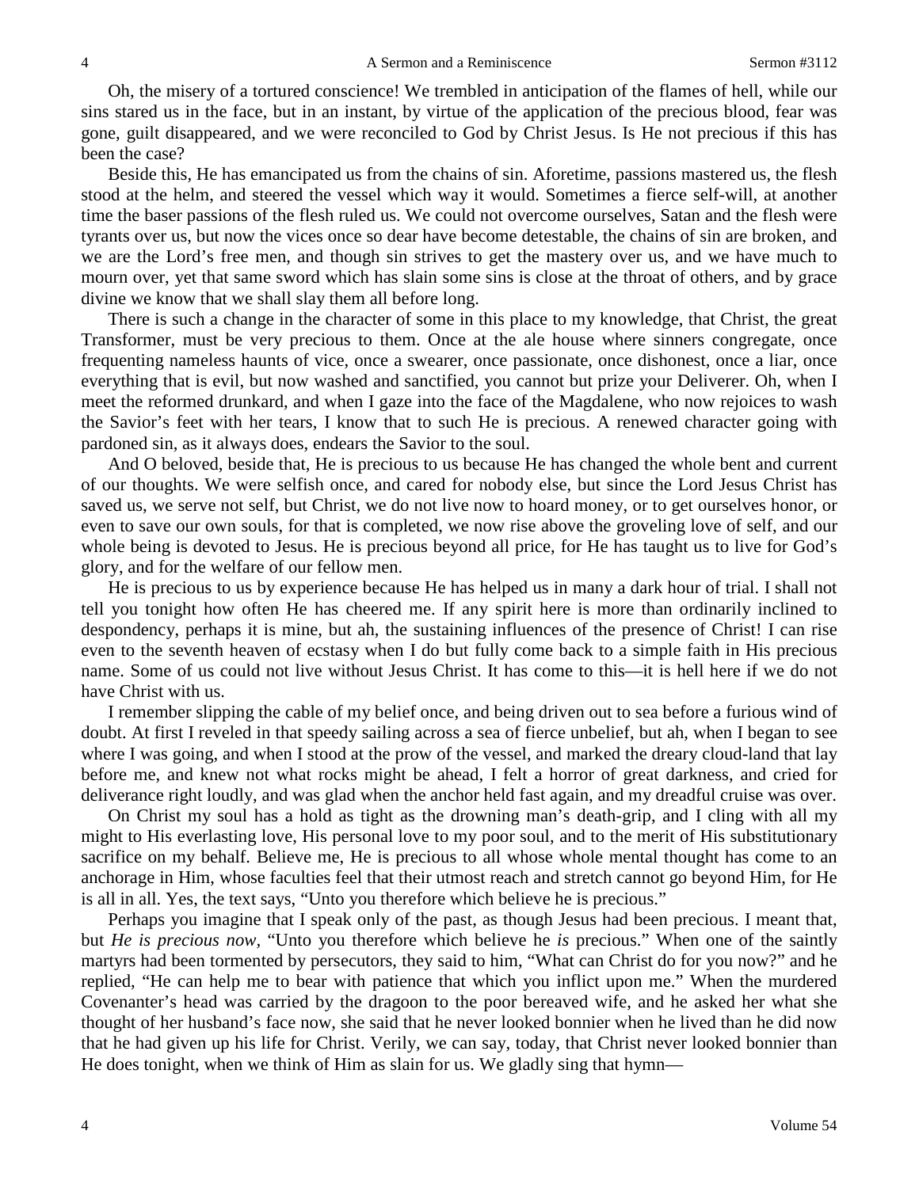Oh, the misery of a tortured conscience! We trembled in anticipation of the flames of hell, while our sins stared us in the face, but in an instant, by virtue of the application of the precious blood, fear was gone, guilt disappeared, and we were reconciled to God by Christ Jesus. Is He not precious if this has been the case?

Beside this, He has emancipated us from the chains of sin. Aforetime, passions mastered us, the flesh stood at the helm, and steered the vessel which way it would. Sometimes a fierce self-will, at another time the baser passions of the flesh ruled us. We could not overcome ourselves, Satan and the flesh were tyrants over us, but now the vices once so dear have become detestable, the chains of sin are broken, and we are the Lord's free men, and though sin strives to get the mastery over us, and we have much to mourn over, yet that same sword which has slain some sins is close at the throat of others, and by grace divine we know that we shall slay them all before long.

There is such a change in the character of some in this place to my knowledge, that Christ, the great Transformer, must be very precious to them. Once at the ale house where sinners congregate, once frequenting nameless haunts of vice, once a swearer, once passionate, once dishonest, once a liar, once everything that is evil, but now washed and sanctified, you cannot but prize your Deliverer. Oh, when I meet the reformed drunkard, and when I gaze into the face of the Magdalene, who now rejoices to wash the Savior's feet with her tears, I know that to such He is precious. A renewed character going with pardoned sin, as it always does, endears the Savior to the soul.

And O beloved, beside that, He is precious to us because He has changed the whole bent and current of our thoughts. We were selfish once, and cared for nobody else, but since the Lord Jesus Christ has saved us, we serve not self, but Christ, we do not live now to hoard money, or to get ourselves honor, or even to save our own souls, for that is completed, we now rise above the groveling love of self, and our whole being is devoted to Jesus. He is precious beyond all price, for He has taught us to live for God's glory, and for the welfare of our fellow men.

He is precious to us by experience because He has helped us in many a dark hour of trial. I shall not tell you tonight how often He has cheered me. If any spirit here is more than ordinarily inclined to despondency, perhaps it is mine, but ah, the sustaining influences of the presence of Christ! I can rise even to the seventh heaven of ecstasy when I do but fully come back to a simple faith in His precious name. Some of us could not live without Jesus Christ. It has come to this—it is hell here if we do not have Christ with us.

I remember slipping the cable of my belief once, and being driven out to sea before a furious wind of doubt. At first I reveled in that speedy sailing across a sea of fierce unbelief, but ah, when I began to see where I was going, and when I stood at the prow of the vessel, and marked the dreary cloud-land that lay before me, and knew not what rocks might be ahead, I felt a horror of great darkness, and cried for deliverance right loudly, and was glad when the anchor held fast again, and my dreadful cruise was over.

On Christ my soul has a hold as tight as the drowning man's death-grip, and I cling with all my might to His everlasting love, His personal love to my poor soul, and to the merit of His substitutionary sacrifice on my behalf. Believe me, He is precious to all whose whole mental thought has come to an anchorage in Him, whose faculties feel that their utmost reach and stretch cannot go beyond Him, for He is all in all. Yes, the text says, "Unto you therefore which believe he is precious."

Perhaps you imagine that I speak only of the past, as though Jesus had been precious. I meant that, but *He is precious now*, "Unto you therefore which believe he *is* precious." When one of the saintly martyrs had been tormented by persecutors, they said to him, "What can Christ do for you now?" and he replied, "He can help me to bear with patience that which you inflict upon me." When the murdered Covenanter's head was carried by the dragoon to the poor bereaved wife, and he asked her what she thought of her husband's face now, she said that he never looked bonnier when he lived than he did now that he had given up his life for Christ. Verily, we can say, today, that Christ never looked bonnier than He does tonight, when we think of Him as slain for us. We gladly sing that hymn—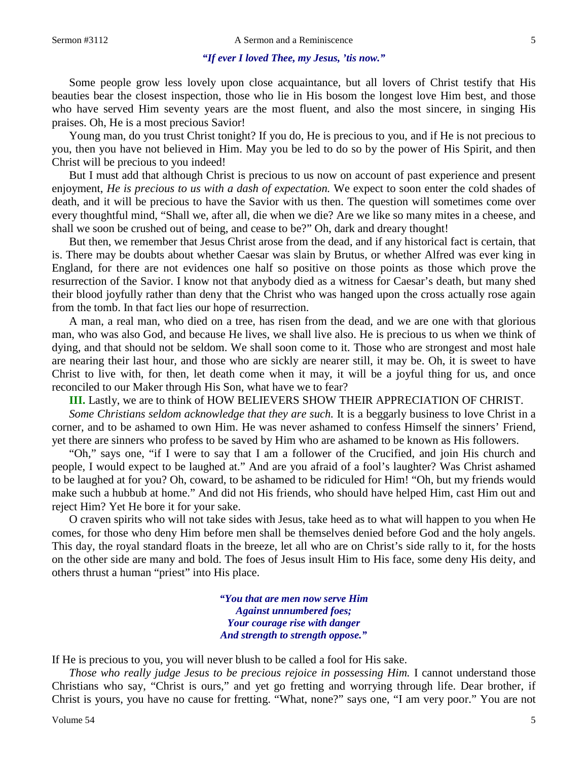***"If ever I loved Thee, my Jesus, 'tis now."***

Some people grow less lovely upon close acquaintance, but all lovers of Christ testify that His beauties bear the closest inspection, those who lie in His bosom the longest love Him best, and those who have served Him seventy years are the most fluent, and also the most sincere, in singing His praises. Oh, He is a most precious Savior!

Young man, do you trust Christ tonight? If you do, He is precious to you, and if He is not precious to you, then you have not believed in Him. May you be led to do so by the power of His Spirit, and then Christ will be precious to you indeed!

But I must add that although Christ is precious to us now on account of past experience and present enjoyment, *He is precious to us with a dash of expectation.* We expect to soon enter the cold shades of death, and it will be precious to have the Savior with us then. The question will sometimes come over every thoughtful mind, "Shall we, after all, die when we die? Are we like so many mites in a cheese, and shall we soon be crushed out of being, and cease to be?" Oh, dark and dreary thought!

But then, we remember that Jesus Christ arose from the dead, and if any historical fact is certain, that is. There may be doubts about whether Caesar was slain by Brutus, or whether Alfred was ever king in England, for there are not evidences one half so positive on those points as those which prove the resurrection of the Savior. I know not that anybody died as a witness for Caesar's death, but many shed their blood joyfully rather than deny that the Christ who was hanged upon the cross actually rose again from the tomb. In that fact lies our hope of resurrection.

A man, a real man, who died on a tree, has risen from the dead, and we are one with that glorious man, who was also God, and because He lives, we shall live also. He is precious to us when we think of dying, and that should not be seldom. We shall soon come to it. Those who are strongest and most hale are nearing their last hour, and those who are sickly are nearer still, it may be. Oh, it is sweet to have Christ to live with, for then, let death come when it may, it will be a joyful thing for us, and once reconciled to our Maker through His Son, what have we to fear?

**III.** Lastly, we are to think of HOW BELIEVERS SHOW THEIR APPRECIATION OF CHRIST.

*Some Christians seldom acknowledge that they are such.* It is a beggarly business to love Christ in a corner, and to be ashamed to own Him. He was never ashamed to confess Himself the sinners' Friend, yet there are sinners who profess to be saved by Him who are ashamed to be known as His followers.

"Oh," says one, "if I were to say that I am a follower of the Crucified, and join His church and people, I would expect to be laughed at." And are you afraid of a fool's laughter? Was Christ ashamed to be laughed at for you? Oh, coward, to be ashamed to be ridiculed for Him! "Oh, but my friends would make such a hubbub at home." And did not His friends, who should have helped Him, cast Him out and reject Him? Yet He bore it for your sake.

O craven spirits who will not take sides with Jesus, take heed as to what will happen to you when He comes, for those who deny Him before men shall be themselves denied before God and the holy angels. This day, the royal standard floats in the breeze, let all who are on Christ's side rally to it, for the hosts on the other side are many and bold. The foes of Jesus insult Him to His face, some deny His deity, and others thrust a human "priest" into His place.

> ***"You that are men now serve Him***
> ***Against unnumbered foes;***
> ***Your courage rise with danger***
> ***And strength to strength oppose."***

If He is precious to you, you will never blush to be called a fool for His sake.

*Those who really judge Jesus to be precious rejoice in possessing Him.* I cannot understand those Christians who say, "Christ is ours," and yet go fretting and worrying through life. Dear brother, if Christ is yours, you have no cause for fretting. "What, none?" says one, "I am very poor." You are not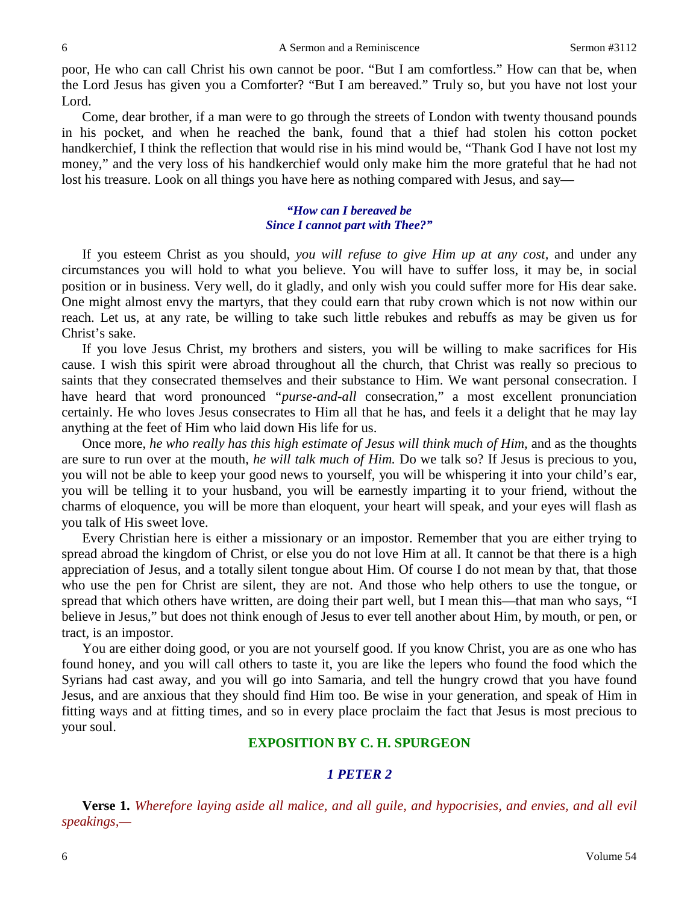poor, He who can call Christ his own cannot be poor. "But I am comfortless." How can that be, when the Lord Jesus has given you a Comforter? "But I am bereaved." Truly so, but you have not lost your Lord.

Come, dear brother, if a man were to go through the streets of London with twenty thousand pounds in his pocket, and when he reached the bank, found that a thief had stolen his cotton pocket handkerchief, I think the reflection that would rise in his mind would be, "Thank God I have not lost my money," and the very loss of his handkerchief would only make him the more grateful that he had not lost his treasure. Look on all things you have here as nothing compared with Jesus, and say—

> ***"How can I bereaved be***
> ***Since I cannot part with Thee?"***

If you esteem Christ as you should, *you will refuse to give Him up at any cost*, and under any circumstances you will hold to what you believe. You will have to suffer loss, it may be, in social position or in business. Very well, do it gladly, and only wish you could suffer more for His dear sake. One might almost envy the martyrs, that they could earn that ruby crown which is not now within our reach. Let us, at any rate, be willing to take such little rebukes and rebuffs as may be given us for Christ's sake.

If you love Jesus Christ, my brothers and sisters, you will be willing to make sacrifices for His cause. I wish this spirit were abroad throughout all the church, that Christ was really so precious to saints that they consecrated themselves and their substance to Him. We want personal consecration. I have heard that word pronounced "*purse-and-all* consecration," a most excellent pronunciation certainly. He who loves Jesus consecrates to Him all that he has, and feels it a delight that he may lay anything at the feet of Him who laid down His life for us.

Once more, *he who really has this high estimate of Jesus will think much of Him,* and as the thoughts are sure to run over at the mouth, *he will talk much of Him.* Do we talk so? If Jesus is precious to you, you will not be able to keep your good news to yourself, you will be whispering it into your child's ear, you will be telling it to your husband, you will be earnestly imparting it to your friend, without the charms of eloquence, you will be more than eloquent, your heart will speak, and your eyes will flash as you talk of His sweet love.

Every Christian here is either a missionary or an impostor. Remember that you are either trying to spread abroad the kingdom of Christ, or else you do not love Him at all. It cannot be that there is a high appreciation of Jesus, and a totally silent tongue about Him. Of course I do not mean by that, that those who use the pen for Christ are silent, they are not. And those who help others to use the tongue, or spread that which others have written, are doing their part well, but I mean this—that man who says, "I believe in Jesus," but does not think enough of Jesus to ever tell another about Him, by mouth, or pen, or tract, is an impostor.

You are either doing good, or you are not yourself good. If you know Christ, you are as one who has found honey, and you will call others to taste it, you are like the lepers who found the food which the Syrians had cast away, and you will go into Samaria, and tell the hungry crowd that you have found Jesus, and are anxious that they should find Him too. Be wise in your generation, and speak of Him in fitting ways and at fitting times, and so in every place proclaim the fact that Jesus is most precious to your soul.

## EXPOSITION BY C. H. SPURGEON

### *1 PETER 2*

**Verse 1.** *Wherefore laying aside all malice, and all guile, and hypocrisies, and envies, and all evil speakings,—*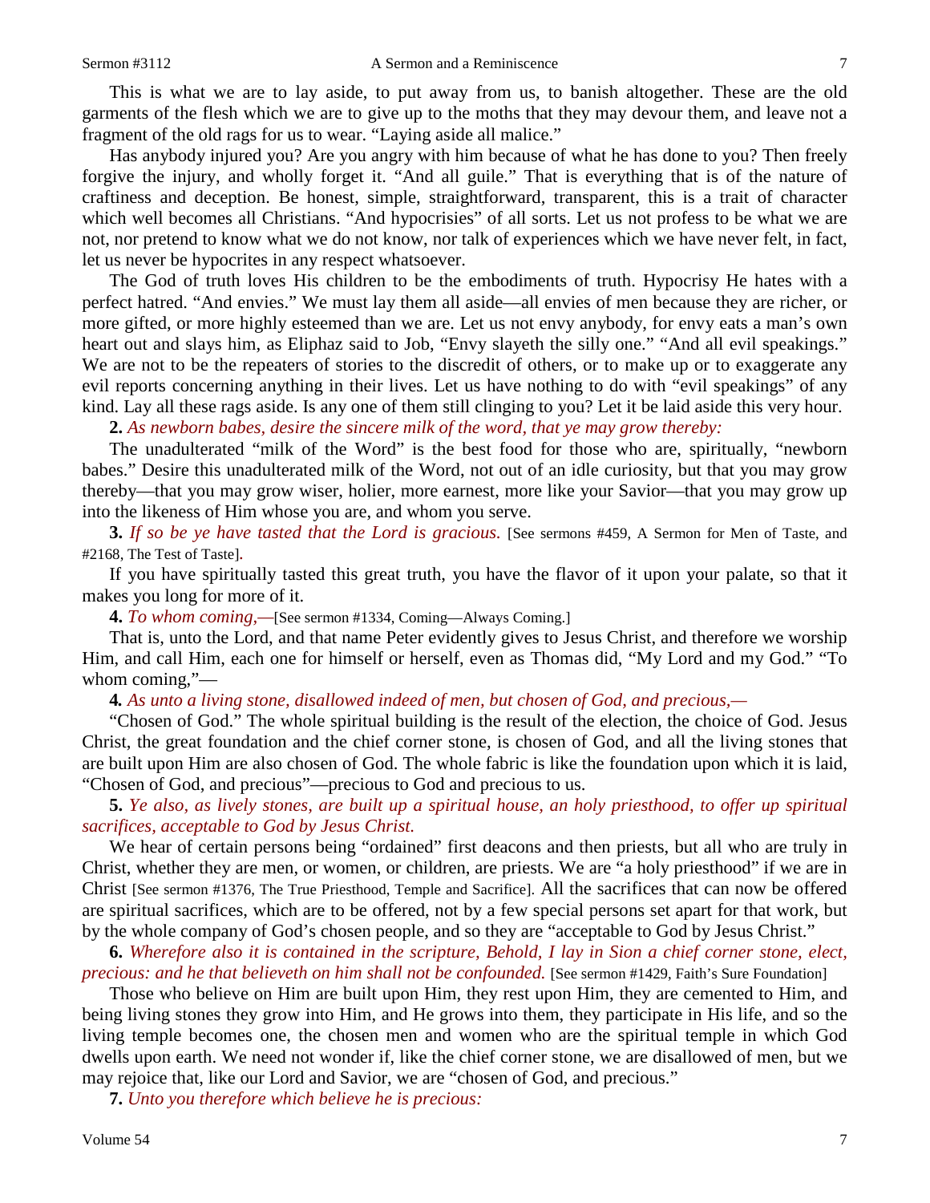This is what we are to lay aside, to put away from us, to banish altogether. These are the old garments of the flesh which we are to give up to the moths that they may devour them, and leave not a fragment of the old rags for us to wear. "Laying aside all malice."

Has anybody injured you? Are you angry with him because of what he has done to you? Then freely forgive the injury, and wholly forget it. "And all guile." That is everything that is of the nature of craftiness and deception. Be honest, simple, straightforward, transparent, this is a trait of character which well becomes all Christians. "And hypocrisies" of all sorts. Let us not profess to be what we are not, nor pretend to know what we do not know, nor talk of experiences which we have never felt, in fact, let us never be hypocrites in any respect whatsoever.

The God of truth loves His children to be the embodiments of truth. Hypocrisy He hates with a perfect hatred. "And envies." We must lay them all aside—all envies of men because they are richer, or more gifted, or more highly esteemed than we are. Let us not envy anybody, for envy eats a man's own heart out and slays him, as Eliphaz said to Job, "Envy slayeth the silly one." "And all evil speakings." We are not to be the repeaters of stories to the discredit of others, or to make up or to exaggerate any evil reports concerning anything in their lives. Let us have nothing to do with "evil speakings" of any kind. Lay all these rags aside. Is any one of them still clinging to you? Let it be laid aside this very hour.

**2.** *As newborn babes, desire the sincere milk of the word, that ye may grow thereby:*

The unadulterated "milk of the Word" is the best food for those who are, spiritually, "newborn babes." Desire this unadulterated milk of the Word, not out of an idle curiosity, but that you may grow thereby—that you may grow wiser, holier, more earnest, more like your Savior—that you may grow up into the likeness of Him whose you are, and whom you serve.

**3.** *If so be ye have tasted that the Lord is gracious.* [See sermons #459, A Sermon for Men of Taste, and #2168, The Test of Taste].

If you have spiritually tasted this great truth, you have the flavor of it upon your palate, so that it makes you long for more of it.

**4.** *To whom coming,—*[See sermon #1334, Coming—Always Coming.]

That is, unto the Lord, and that name Peter evidently gives to Jesus Christ, and therefore we worship Him, and call Him, each one for himself or herself, even as Thomas did, "My Lord and my God." "To whom coming,"—

**4.** *As unto a living stone, disallowed indeed of men, but chosen of God, and precious,—*

"Chosen of God." The whole spiritual building is the result of the election, the choice of God. Jesus Christ, the great foundation and the chief corner stone, is chosen of God, and all the living stones that are built upon Him are also chosen of God. The whole fabric is like the foundation upon which it is laid, "Chosen of God, and precious"—precious to God and precious to us.

**5.** *Ye also, as lively stones, are built up a spiritual house, an holy priesthood, to offer up spiritual sacrifices, acceptable to God by Jesus Christ.*

We hear of certain persons being "ordained" first deacons and then priests, but all who are truly in Christ, whether they are men, or women, or children, are priests. We are "a holy priesthood" if we are in Christ [See sermon #1376, The True Priesthood, Temple and Sacrifice]. All the sacrifices that can now be offered are spiritual sacrifices, which are to be offered, not by a few special persons set apart for that work, but by the whole company of God's chosen people, and so they are "acceptable to God by Jesus Christ."

**6.** *Wherefore also it is contained in the scripture, Behold, I lay in Sion a chief corner stone, elect, precious: and he that believeth on him shall not be confounded.* [See sermon #1429, Faith's Sure Foundation]

Those who believe on Him are built upon Him, they rest upon Him, they are cemented to Him, and being living stones they grow into Him, and He grows into them, they participate in His life, and so the living temple becomes one, the chosen men and women who are the spiritual temple in which God dwells upon earth. We need not wonder if, like the chief corner stone, we are disallowed of men, but we may rejoice that, like our Lord and Savior, we are "chosen of God, and precious."

**7.** *Unto you therefore which believe he is precious:*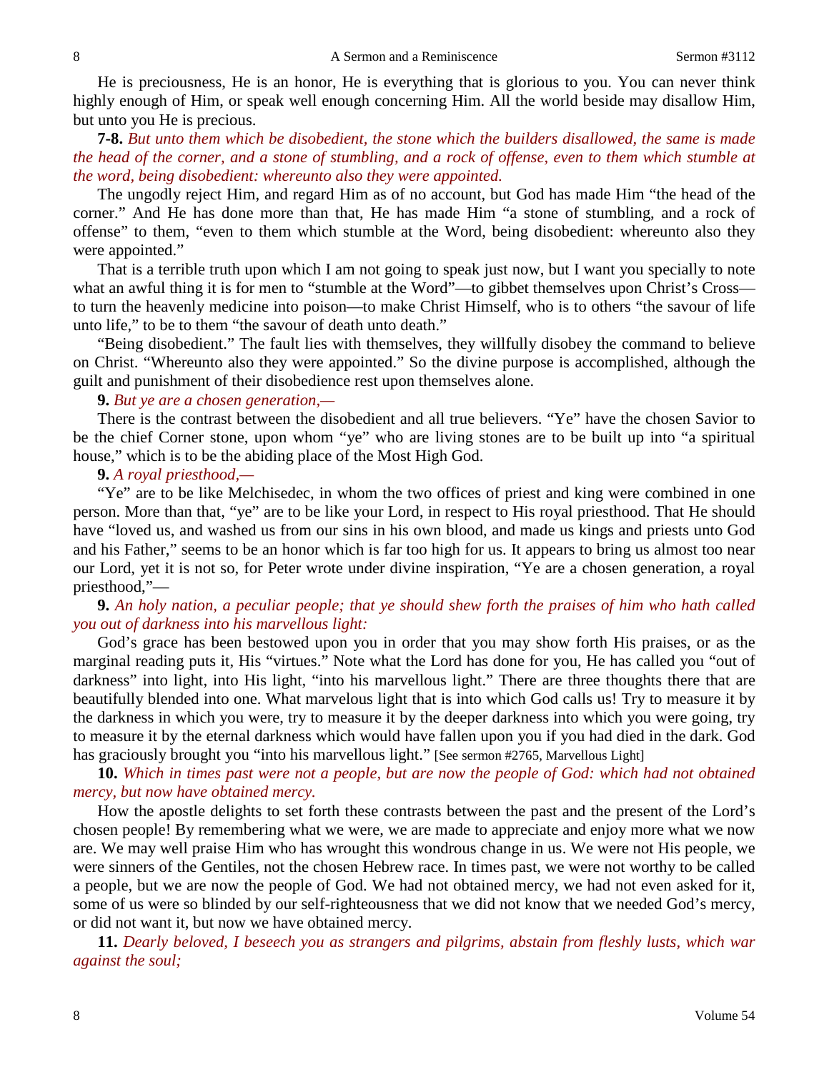He is preciousness, He is an honor, He is everything that is glorious to you. You can never think highly enough of Him, or speak well enough concerning Him. All the world beside may disallow Him, but unto you He is precious.

**7-8.** *But unto them which be disobedient, the stone which the builders disallowed, the same is made the head of the corner, and a stone of stumbling, and a rock of offense, even to them which stumble at the word, being disobedient: whereunto also they were appointed.*

The ungodly reject Him, and regard Him as of no account, but God has made Him "the head of the corner." And He has done more than that, He has made Him "a stone of stumbling, and a rock of offense" to them, "even to them which stumble at the Word, being disobedient: whereunto also they were appointed."

That is a terrible truth upon which I am not going to speak just now, but I want you specially to note what an awful thing it is for men to "stumble at the Word"—to gibbet themselves upon Christ's Cross—to turn the heavenly medicine into poison—to make Christ Himself, who is to others "the savour of life unto life," to be to them "the savour of death unto death."

"Being disobedient." The fault lies with themselves, they willfully disobey the command to believe on Christ. "Whereunto also they were appointed." So the divine purpose is accomplished, although the guilt and punishment of their disobedience rest upon themselves alone.

**9.** *But ye are a chosen generation,—*

There is the contrast between the disobedient and all true believers. "Ye" have the chosen Savior to be the chief Corner stone, upon whom "ye" who are living stones are to be built up into "a spiritual house," which is to be the abiding place of the Most High God.

**9.** *A royal priesthood,—*

"Ye" are to be like Melchisedec, in whom the two offices of priest and king were combined in one person. More than that, "ye" are to be like your Lord, in respect to His royal priesthood. That He should have "loved us, and washed us from our sins in his own blood, and made us kings and priests unto God and his Father," seems to be an honor which is far too high for us. It appears to bring us almost too near our Lord, yet it is not so, for Peter wrote under divine inspiration, "Ye are a chosen generation, a royal priesthood,"—

**9.** *An holy nation, a peculiar people; that ye should shew forth the praises of him who hath called you out of darkness into his marvellous light:*

God's grace has been bestowed upon you in order that you may show forth His praises, or as the marginal reading puts it, His "virtues." Note what the Lord has done for you, He has called you "out of darkness" into light, into His light, "into his marvellous light." There are three thoughts there that are beautifully blended into one. What marvelous light that is into which God calls us! Try to measure it by the darkness in which you were, try to measure it by the deeper darkness into which you were going, try to measure it by the eternal darkness which would have fallen upon you if you had died in the dark. God has graciously brought you "into his marvellous light." [See sermon #2765, Marvellous Light]

**10.** *Which in times past were not a people, but are now the people of God: which had not obtained mercy, but now have obtained mercy.*

How the apostle delights to set forth these contrasts between the past and the present of the Lord's chosen people! By remembering what we were, we are made to appreciate and enjoy more what we now are. We may well praise Him who has wrought this wondrous change in us. We were not His people, we were sinners of the Gentiles, not the chosen Hebrew race. In times past, we were not worthy to be called a people, but we are now the people of God. We had not obtained mercy, we had not even asked for it, some of us were so blinded by our self-righteousness that we did not know that we needed God's mercy, or did not want it, but now we have obtained mercy.

**11.** *Dearly beloved, I beseech you as strangers and pilgrims, abstain from fleshly lusts, which war against the soul;*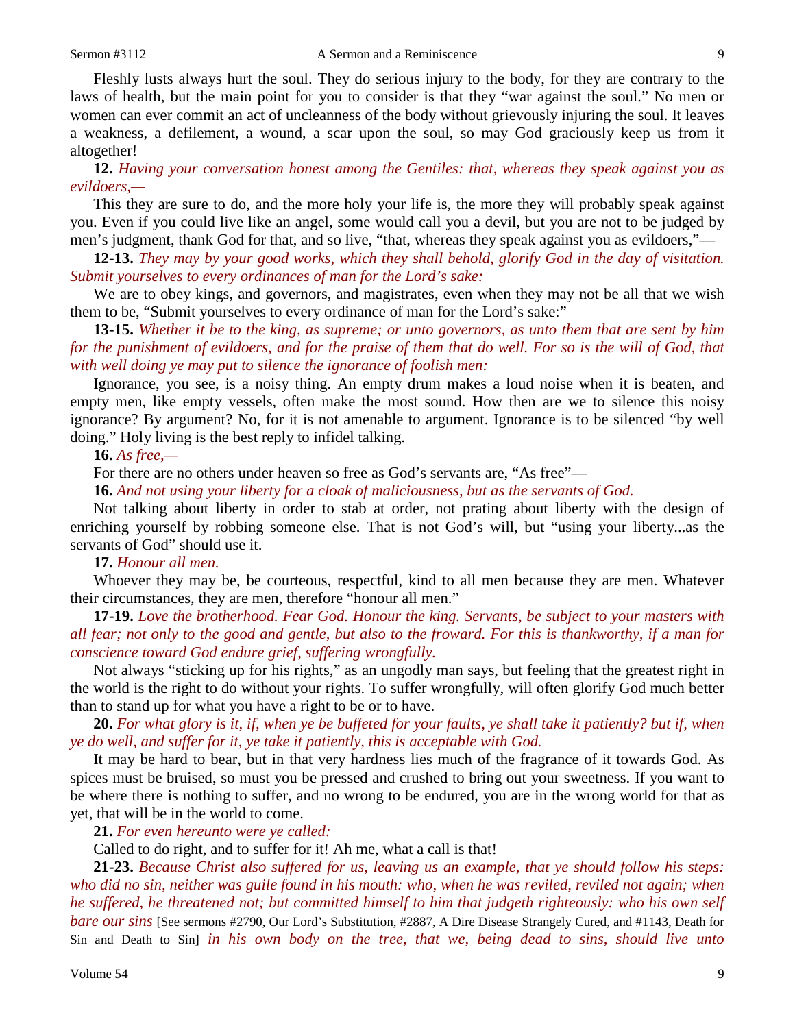Fleshly lusts always hurt the soul. They do serious injury to the body, for they are contrary to the laws of health, but the main point for you to consider is that they "war against the soul." No men or women can ever commit an act of uncleanness of the body without grievously injuring the soul. It leaves a weakness, a defilement, a wound, a scar upon the soul, so may God graciously keep us from it altogether!

**12.** *Having your conversation honest among the Gentiles: that, whereas they speak against you as evildoers,—*

This they are sure to do, and the more holy your life is, the more they will probably speak against you. Even if you could live like an angel, some would call you a devil, but you are not to be judged by men's judgment, thank God for that, and so live, "that, whereas they speak against you as evildoers,"—

**12-13.** *They may by your good works, which they shall behold, glorify God in the day of visitation. Submit yourselves to every ordinances of man for the Lord's sake:*

We are to obey kings, and governors, and magistrates, even when they may not be all that we wish them to be, "Submit yourselves to every ordinance of man for the Lord's sake:"

**13-15.** *Whether it be to the king, as supreme; or unto governors, as unto them that are sent by him for the punishment of evildoers, and for the praise of them that do well. For so is the will of God, that with well doing ye may put to silence the ignorance of foolish men:*

Ignorance, you see, is a noisy thing. An empty drum makes a loud noise when it is beaten, and empty men, like empty vessels, often make the most sound. How then are we to silence this noisy ignorance? By argument? No, for it is not amenable to argument. Ignorance is to be silenced "by well doing." Holy living is the best reply to infidel talking.

**16.** *As free,—*

For there are no others under heaven so free as God's servants are, "As free"—

**16.** *And not using your liberty for a cloak of maliciousness, but as the servants of God.*

Not talking about liberty in order to stab at order, not prating about liberty with the design of enriching yourself by robbing someone else. That is not God's will, but "using your liberty...as the servants of God" should use it.

**17.** *Honour all men.*

Whoever they may be, be courteous, respectful, kind to all men because they are men. Whatever their circumstances, they are men, therefore "honour all men."

**17-19.** *Love the brotherhood. Fear God. Honour the king. Servants, be subject to your masters with all fear; not only to the good and gentle, but also to the froward. For this is thankworthy, if a man for conscience toward God endure grief, suffering wrongfully.*

Not always "sticking up for his rights," as an ungodly man says, but feeling that the greatest right in the world is the right to do without your rights. To suffer wrongfully, will often glorify God much better than to stand up for what you have a right to be or to have.

**20.** *For what glory is it, if, when ye be buffeted for your faults, ye shall take it patiently? but if, when ye do well, and suffer for it, ye take it patiently, this is acceptable with God.*

It may be hard to bear, but in that very hardness lies much of the fragrance of it towards God. As spices must be bruised, so must you be pressed and crushed to bring out your sweetness. If you want to be where there is nothing to suffer, and no wrong to be endured, you are in the wrong world for that as yet, that will be in the world to come.

**21.** *For even hereunto were ye called:*

Called to do right, and to suffer for it! Ah me, what a call is that!

**21-23.** *Because Christ also suffered for us, leaving us an example, that ye should follow his steps: who did no sin, neither was guile found in his mouth: who, when he was reviled, reviled not again; when he suffered, he threatened not; but committed himself to him that judgeth righteously: who his own self bare our sins* [See sermons #2790, Our Lord's Substitution, #2887, A Dire Disease Strangely Cured, and #1143, Death for Sin and Death to Sin] *in his own body on the tree, that we, being dead to sins, should live unto*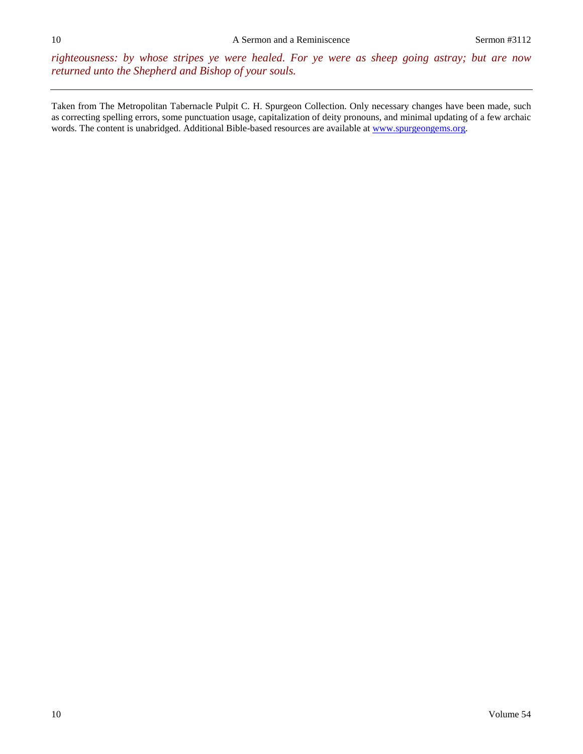*righteousness: by whose stripes ye were healed. For ye were as sheep going astray; but are now returned unto the Shepherd and Bishop of your souls.*

---

Taken from The Metropolitan Tabernacle Pulpit C. H. Spurgeon Collection. Only necessary changes have been made, such as correcting spelling errors, some punctuation usage, capitalization of deity pronouns, and minimal updating of a few archaic words. The content is unabridged. Additional Bible-based resources are available at [www.spurgeongems.org](http://www.spurgeongems.org).